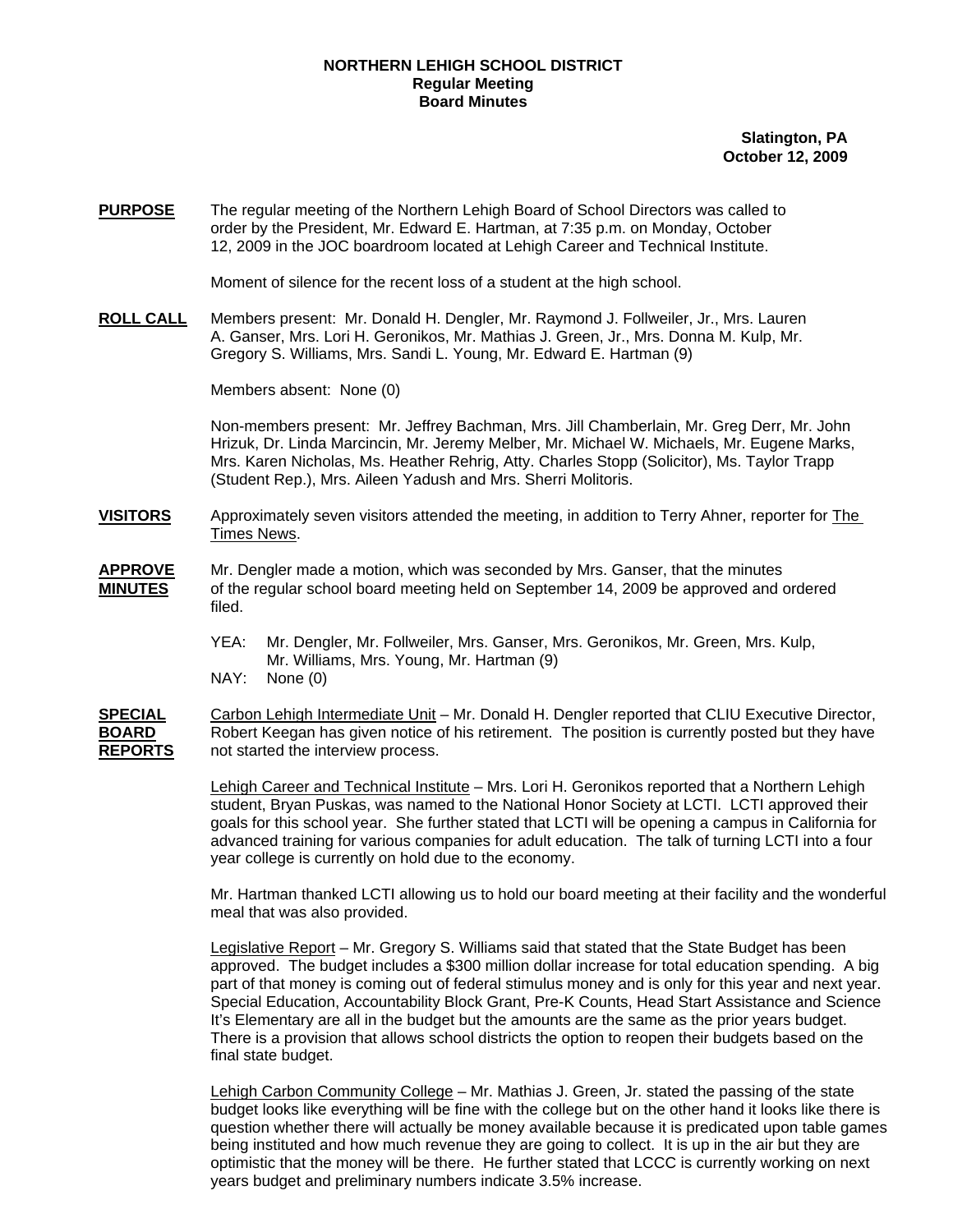**NORTHERN LEHIGH SCHOOL DISTRICT**
**Regular Meeting**
**Board Minutes**

**Slatington, PA**
**October 12, 2009**

**PURPOSE** The regular meeting of the Northern Lehigh Board of School Directors was called to order by the President, Mr. Edward E. Hartman, at 7:35 p.m. on Monday, October 12, 2009 in the JOC boardroom located at Lehigh Career and Technical Institute.

Moment of silence for the recent loss of a student at the high school.

**ROLL CALL** Members present: Mr. Donald H. Dengler, Mr. Raymond J. Follweiler, Jr., Mrs. Lauren A. Ganser, Mrs. Lori H. Geronikos, Mr. Mathias J. Green, Jr., Mrs. Donna M. Kulp, Mr. Gregory S. Williams, Mrs. Sandi L. Young, Mr. Edward E. Hartman (9)

Members absent: None (0)

Non-members present: Mr. Jeffrey Bachman, Mrs. Jill Chamberlain, Mr. Greg Derr, Mr. John Hrizuk, Dr. Linda Marcincin, Mr. Jeremy Melber, Mr. Michael W. Michaels, Mr. Eugene Marks, Mrs. Karen Nicholas, Ms. Heather Rehrig, Atty. Charles Stopp (Solicitor), Ms. Taylor Trapp (Student Rep.), Mrs. Aileen Yadush and Mrs. Sherri Molitoris.

**VISITORS** Approximately seven visitors attended the meeting, in addition to Terry Ahner, reporter for The Times News.

**APPROVE MINUTES** Mr. Dengler made a motion, which was seconded by Mrs. Ganser, that the minutes of the regular school board meeting held on September 14, 2009 be approved and ordered filed.

YEA: Mr. Dengler, Mr. Follweiler, Mrs. Ganser, Mrs. Geronikos, Mr. Green, Mrs. Kulp, Mr. Williams, Mrs. Young, Mr. Hartman (9)
NAY: None (0)

**SPECIAL BOARD REPORTS** Carbon Lehigh Intermediate Unit – Mr. Donald H. Dengler reported that CLIU Executive Director, Robert Keegan has given notice of his retirement. The position is currently posted but they have not started the interview process.

Lehigh Career and Technical Institute – Mrs. Lori H. Geronikos reported that a Northern Lehigh student, Bryan Puskas, was named to the National Honor Society at LCTI. LCTI approved their goals for this school year. She further stated that LCTI will be opening a campus in California for advanced training for various companies for adult education. The talk of turning LCTI into a four year college is currently on hold due to the economy.

Mr. Hartman thanked LCTI allowing us to hold our board meeting at their facility and the wonderful meal that was also provided.

Legislative Report – Mr. Gregory S. Williams said that stated that the State Budget has been approved. The budget includes a $300 million dollar increase for total education spending. A big part of that money is coming out of federal stimulus money and is only for this year and next year. Special Education, Accountability Block Grant, Pre-K Counts, Head Start Assistance and Science It's Elementary are all in the budget but the amounts are the same as the prior years budget. There is a provision that allows school districts the option to reopen their budgets based on the final state budget.

Lehigh Carbon Community College – Mr. Mathias J. Green, Jr. stated the passing of the state budget looks like everything will be fine with the college but on the other hand it looks like there is question whether there will actually be money available because it is predicated upon table games being instituted and how much revenue they are going to collect. It is up in the air but they are optimistic that the money will be there. He further stated that LCCC is currently working on next years budget and preliminary numbers indicate 3.5% increase.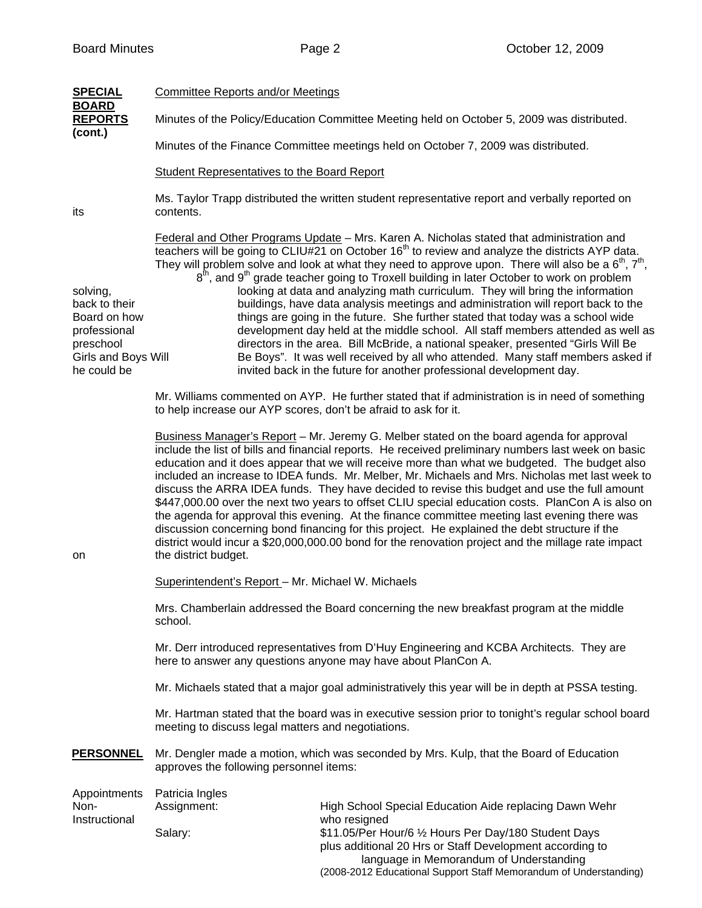**SPECIAL BOARD REPORTS (cont.)**

Committee Reports and/or Meetings

Minutes of the Policy/Education Committee Meeting held on October 5, 2009 was distributed.

Minutes of the Finance Committee meetings held on October 7, 2009 was distributed.

Student Representatives to the Board Report

Ms. Taylor Trapp distributed the written student representative report and verbally reported on its contents.

Federal and Other Programs Update – Mrs. Karen A. Nicholas stated that administration and teachers will be going to CLIU#21 on October 16th to review and analyze the districts AYP data. They will problem solve and look at what they need to approve upon. There will also be a 6th, 7th, 8th, and 9th grade teacher going to Troxell building in later October to work on problem solving, looking at data and analyzing math curriculum. They will bring the information back to their buildings, have data analysis meetings and administration will report back to the Board on how things are going in the future. She further stated that today was a school wide professional development day held at the middle school. All staff members attended as well as preschool directors in the area. Bill McBride, a national speaker, presented "Girls Will Be Girls and Boys Will Be Boys". It was well received by all who attended. Many staff members asked if he could be invited back in the future for another professional development day.

Mr. Williams commented on AYP. He further stated that if administration is in need of something to help increase our AYP scores, don't be afraid to ask for it.

Business Manager's Report – Mr. Jeremy G. Melber stated on the board agenda for approval include the list of bills and financial reports. He received preliminary numbers last week on basic education and it does appear that we will receive more than what we budgeted. The budget also included an increase to IDEA funds. Mr. Melber, Mr. Michaels and Mrs. Nicholas met last week to discuss the ARRA IDEA funds. They have decided to revise this budget and use the full amount $447,000.00 over the next two years to offset CLIU special education costs. PlanCon A is also on the agenda for approval this evening. At the finance committee meeting last evening there was discussion concerning bond financing for this project. He explained the debt structure if the district would incur a $20,000,000.00 bond for the renovation project and the millage rate impact on the district budget.

Superintendent's Report – Mr. Michael W. Michaels

Mrs. Chamberlain addressed the Board concerning the new breakfast program at the middle school.

Mr. Derr introduced representatives from D'Huy Engineering and KCBA Architects. They are here to answer any questions anyone may have about PlanCon A.

Mr. Michaels stated that a major goal administratively this year will be in depth at PSSA testing.

Mr. Hartman stated that the board was in executive session prior to tonight's regular school board meeting to discuss legal matters and negotiations.

**PERSONNEL**

Mr. Dengler made a motion, which was seconded by Mrs. Kulp, that the Board of Education approves the following personnel items:

Appointments Non-Instructional

Patricia Ingles

| | |
|---|---|
| Assignment: | High School Special Education Aide replacing Dawn Wehr who resigned |
| Salary: | $11.05/Per Hour/6 ½ Hours Per Day/180 Student Days plus additional 20 Hrs or Staff Development according to language in Memorandum of Understanding (2008-2012 Educational Support Staff Memorandum of Understanding) |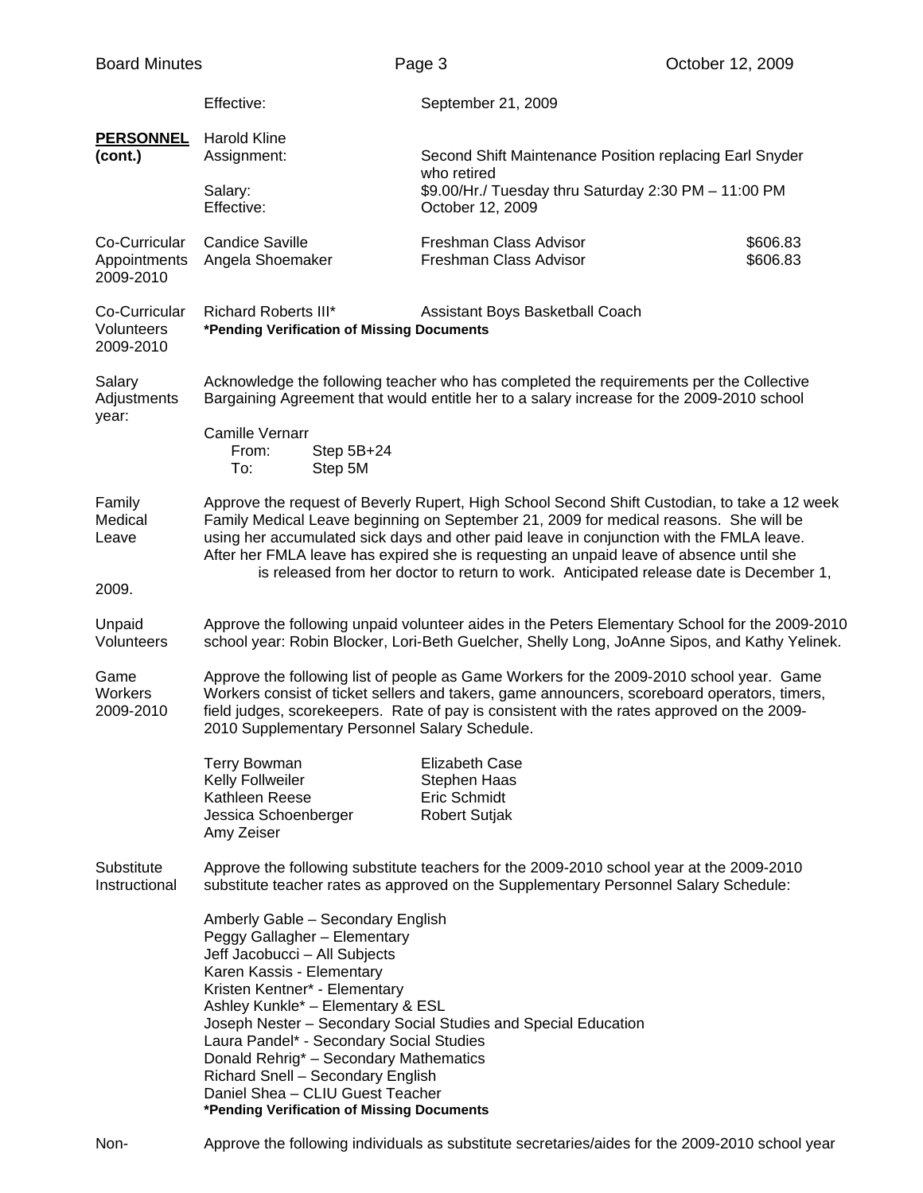Effective: September 21, 2009

**PERSONNEL (cont.)**

Harold Kline
Assignment: Second Shift Maintenance Position replacing Earl Snyder who retired
Salary: $9.00/Hr./ Tuesday thru Saturday 2:30 PM – 11:00 PM
Effective: October 12, 2009

Co-Curricular Appointments 2009-2010

| Name | Position | Amount |
|---|---|---|
| Candice Saville | Freshman Class Advisor | $606.83 |
| Angela Shoemaker | Freshman Class Advisor | $606.83 |

Co-Curricular Volunteers 2009-2010

Richard Roberts III* Assistant Boys Basketball Coach
**\*Pending Verification of Missing Documents**

Salary Adjustments

Acknowledge the following teacher who has completed the requirements per the Collective Bargaining Agreement that would entitle her to a salary increase for the 2009-2010 school year:

Camille Vernarr
From: Step 5B+24
To: Step 5M

Family Medical Leave

Approve the request of Beverly Rupert, High School Second Shift Custodian, to take a 12 week Family Medical Leave beginning on September 21, 2009 for medical reasons. She will be using her accumulated sick days and other paid leave in conjunction with the FMLA leave. After her FMLA leave has expired she is requesting an unpaid leave of absence until she is released from her doctor to return to work. Anticipated release date is December 1, 2009.

Unpaid Volunteers

Approve the following unpaid volunteer aides in the Peters Elementary School for the 2009-2010 school year: Robin Blocker, Lori-Beth Guelcher, Shelly Long, JoAnne Sipos, and Kathy Yelinek.

Game Workers 2009-2010

Approve the following list of people as Game Workers for the 2009-2010 school year. Game Workers consist of ticket sellers and takers, game announcers, scoreboard operators, timers, field judges, scorekeepers. Rate of pay is consistent with the rates approved on the 2009-2010 Supplementary Personnel Salary Schedule.

Terry Bowman
Kelly Follweiler
Kathleen Reese
Jessica Schoenberger
Amy Zeiser
Elizabeth Case
Stephen Haas
Eric Schmidt
Robert Sutjak

Substitute Instructional

Approve the following substitute teachers for the 2009-2010 school year at the 2009-2010 substitute teacher rates as approved on the Supplementary Personnel Salary Schedule:

Amberly Gable – Secondary English
Peggy Gallagher – Elementary
Jeff Jacobucci – All Subjects
Karen Kassis - Elementary
Kristen Kentner* - Elementary
Ashley Kunkle* – Elementary & ESL
Joseph Nester – Secondary Social Studies and Special Education
Laura Pandel* - Secondary Social Studies
Donald Rehrig* – Secondary Mathematics
Richard Snell – Secondary English
Daniel Shea – CLIU Guest Teacher
**\*Pending Verification of Missing Documents**

Non-

Approve the following individuals as substitute secretaries/aides for the 2009-2010 school year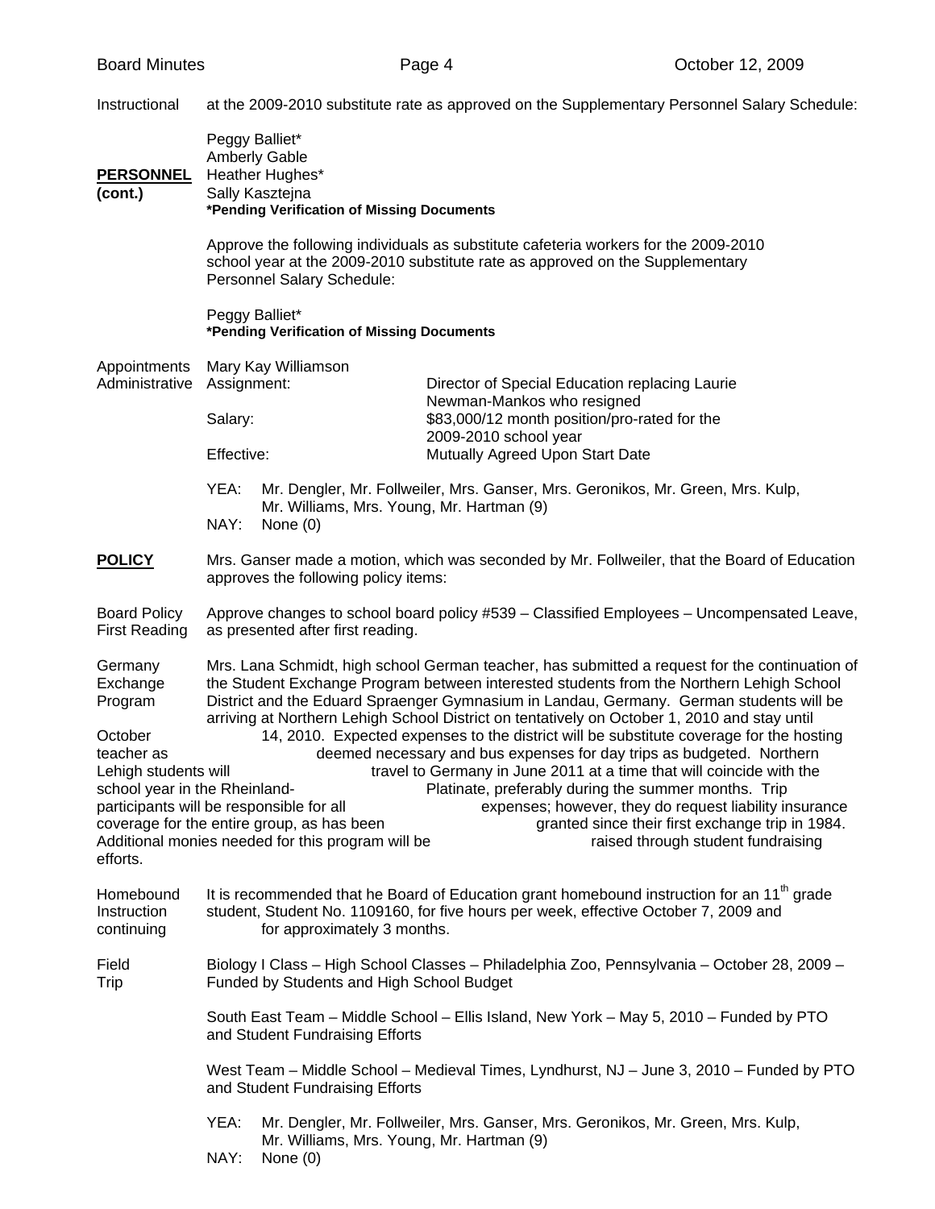Instructional at the 2009-2010 substitute rate as approved on the Supplementary Personnel Salary Schedule:

**PERSONNEL (cont.)**

Peggy Balliet*
Amberly Gable
Heather Hughes*
Sally Kasztejna
**\*Pending Verification of Missing Documents**

Approve the following individuals as substitute cafeteria workers for the 2009-2010 school year at the 2009-2010 substitute rate as approved on the Supplementary Personnel Salary Schedule:

Peggy Balliet*
**\*Pending Verification of Missing Documents**

Appointments Administrative

Mary Kay Williamson

| | |
|---|---|
| Assignment: | Director of Special Education replacing Laurie Newman-Mankos who resigned |
| Salary: | $83,000/12 month position/pro-rated for the 2009-2010 school year |
| Effective: | Mutually Agreed Upon Start Date |

YEA: Mr. Dengler, Mr. Follweiler, Mrs. Ganser, Mrs. Geronikos, Mr. Green, Mrs. Kulp, Mr. Williams, Mrs. Young, Mr. Hartman (9)
NAY: None (0)

**POLICY**

Mrs. Ganser made a motion, which was seconded by Mr. Follweiler, that the Board of Education approves the following policy items:

Board Policy First Reading

Approve changes to school board policy #539 – Classified Employees – Uncompensated Leave, as presented after first reading.

Germany Exchange Program

Mrs. Lana Schmidt, high school German teacher, has submitted a request for the continuation of the Student Exchange Program between interested students from the Northern Lehigh School District and the Eduard Spraenger Gymnasium in Landau, Germany. German students will be arriving at Northern Lehigh School District on tentatively on October 1, 2010 and stay until October 14, 2010. Expected expenses to the district will be substitute coverage for the hosting teacher as deemed necessary and bus expenses for day trips as budgeted. Northern Lehigh students will travel to Germany in June 2011 at a time that will coincide with the school year in the Rheinland-Platinate, preferably during the summer months. Trip participants will be responsible for all expenses; however, they do request liability insurance coverage for the entire group, as has been granted since their first exchange trip in 1984. Additional monies needed for this program will be raised through student fundraising efforts.

Homebound Instruction continuing

It is recommended that he Board of Education grant homebound instruction for an 11th grade student, Student No. 1109160, for five hours per week, effective October 7, 2009 and continuing for approximately 3 months.

Field Trip

Biology I Class – High School Classes – Philadelphia Zoo, Pennsylvania – October 28, 2009 – Funded by Students and High School Budget

South East Team – Middle School – Ellis Island, New York – May 5, 2010 – Funded by PTO and Student Fundraising Efforts

West Team – Middle School – Medieval Times, Lyndhurst, NJ – June 3, 2010 – Funded by PTO and Student Fundraising Efforts

YEA: Mr. Dengler, Mr. Follweiler, Mrs. Ganser, Mrs. Geronikos, Mr. Green, Mrs. Kulp, Mr. Williams, Mrs. Young, Mr. Hartman (9)
NAY: None (0)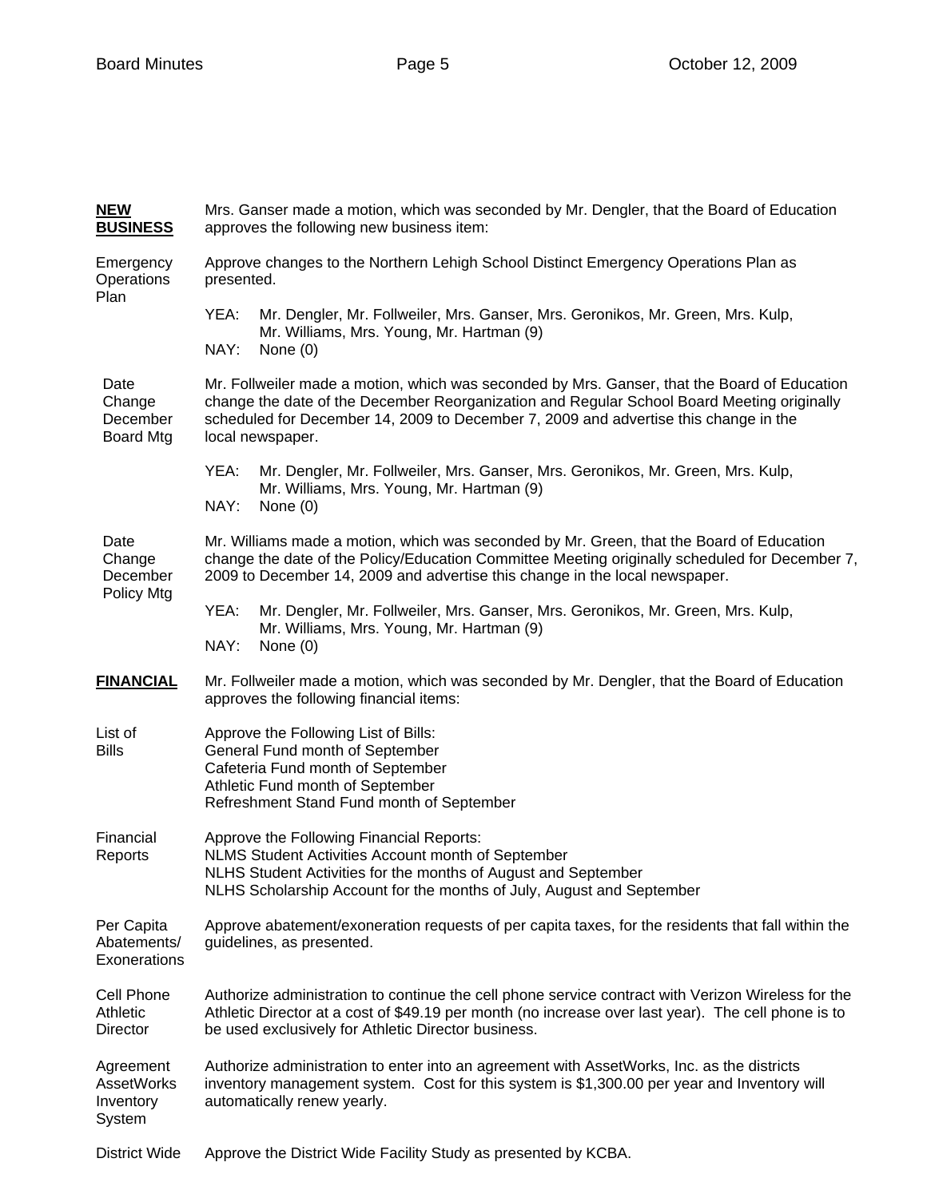**NEW BUSINESS**

Mrs. Ganser made a motion, which was seconded by Mr. Dengler, that the Board of Education approves the following new business item:

Emergency Operations Plan

Approve changes to the Northern Lehigh School Distinct Emergency Operations Plan as presented.

YEA: Mr. Dengler, Mr. Follweiler, Mrs. Ganser, Mrs. Geronikos, Mr. Green, Mrs. Kulp, Mr. Williams, Mrs. Young, Mr. Hartman (9)
NAY: None (0)

Date Change December Board Mtg

Mr. Follweiler made a motion, which was seconded by Mrs. Ganser, that the Board of Education change the date of the December Reorganization and Regular School Board Meeting originally scheduled for December 14, 2009 to December 7, 2009 and advertise this change in the local newspaper.

YEA: Mr. Dengler, Mr. Follweiler, Mrs. Ganser, Mrs. Geronikos, Mr. Green, Mrs. Kulp, Mr. Williams, Mrs. Young, Mr. Hartman (9)
NAY: None (0)

Date Change December Policy Mtg

Mr. Williams made a motion, which was seconded by Mr. Green, that the Board of Education change the date of the Policy/Education Committee Meeting originally scheduled for December 7, 2009 to December 14, 2009 and advertise this change in the local newspaper.

YEA: Mr. Dengler, Mr. Follweiler, Mrs. Ganser, Mrs. Geronikos, Mr. Green, Mrs. Kulp, Mr. Williams, Mrs. Young, Mr. Hartman (9)
NAY: None (0)

**FINANCIAL**

Mr. Follweiler made a motion, which was seconded by Mr. Dengler, that the Board of Education approves the following financial items:

List of Bills

Approve the Following List of Bills:
General Fund month of September
Cafeteria Fund month of September
Athletic Fund month of September
Refreshment Stand Fund month of September

Financial Reports

Approve the Following Financial Reports:
NLMS Student Activities Account month of September
NLHS Student Activities for the months of August and September
NLHS Scholarship Account for the months of July, August and September

Per Capita Abatements/ Exonerations

Approve abatement/exoneration requests of per capita taxes, for the residents that fall within the guidelines, as presented.

Cell Phone Athletic Director

Authorize administration to continue the cell phone service contract with Verizon Wireless for the Athletic Director at a cost of $49.19 per month (no increase over last year). The cell phone is to be used exclusively for Athletic Director business.

Agreement AssetWorks Inventory System

Authorize administration to enter into an agreement with AssetWorks, Inc. as the districts inventory management system. Cost for this system is $1,300.00 per year and Inventory will automatically renew yearly.

District Wide

Approve the District Wide Facility Study as presented by KCBA.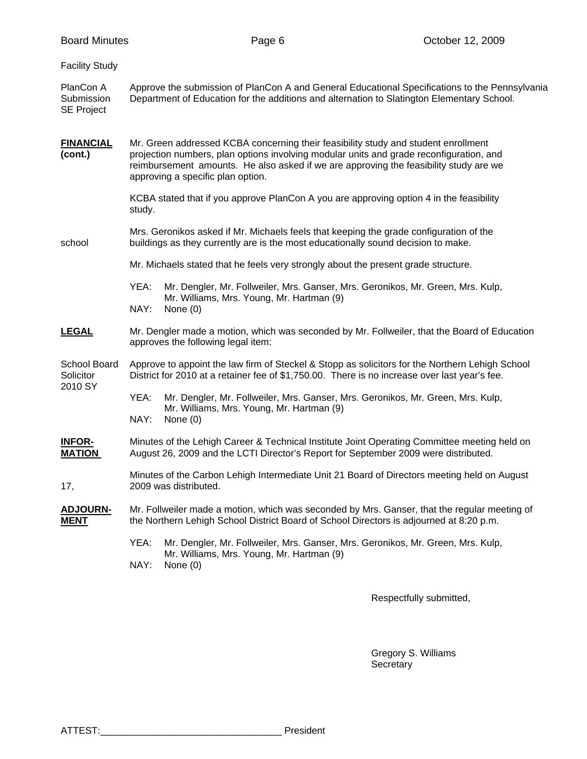Facility Study

PlanCon A Submission SE Project — Approve the submission of PlanCon A and General Educational Specifications to the Pennsylvania Department of Education for the additions and alternation to Slatington Elementary School.

**FINANCIAL (cont.)**

Mr. Green addressed KCBA concerning their feasibility study and student enrollment projection numbers, plan options involving modular units and grade reconfiguration, and reimbursement amounts. He also asked if we are approving the feasibility study are we approving a specific plan option.

KCBA stated that if you approve PlanCon A you are approving option 4 in the feasibility study.

Mrs. Geronikos asked if Mr. Michaels feels that keeping the grade configuration of the school buildings as they currently are is the most educationally sound decision to make.

Mr. Michaels stated that he feels very strongly about the present grade structure.

YEA: Mr. Dengler, Mr. Follweiler, Mrs. Ganser, Mrs. Geronikos, Mr. Green, Mrs. Kulp, Mr. Williams, Mrs. Young, Mr. Hartman (9)
NAY: None (0)

**LEGAL**

Mr. Dengler made a motion, which was seconded by Mr. Follweiler, that the Board of Education approves the following legal item:

School Board Solicitor 2010 SY — Approve to appoint the law firm of Steckel & Stopp as solicitors for the Northern Lehigh School District for 2010 at a retainer fee of $1,750.00. There is no increase over last year's fee.

YEA: Mr. Dengler, Mr. Follweiler, Mrs. Ganser, Mrs. Geronikos, Mr. Green, Mrs. Kulp, Mr. Williams, Mrs. Young, Mr. Hartman (9)
NAY: None (0)

**INFORMATION**

Minutes of the Lehigh Career & Technical Institute Joint Operating Committee meeting held on August 26, 2009 and the LCTI Director's Report for September 2009 were distributed.

Minutes of the Carbon Lehigh Intermediate Unit 21 Board of Directors meeting held on August 17, 2009 was distributed.

**ADJOURNMENT**

Mr. Follweiler made a motion, which was seconded by Mrs. Ganser, that the regular meeting of the Northern Lehigh School District Board of School Directors is adjourned at 8:20 p.m.

YEA: Mr. Dengler, Mr. Follweiler, Mrs. Ganser, Mrs. Geronikos, Mr. Green, Mrs. Kulp, Mr. Williams, Mrs. Young, Mr. Hartman (9)
NAY: None (0)

Respectfully submitted,

Gregory S. Williams
Secretary

ATTEST:_________________________________ President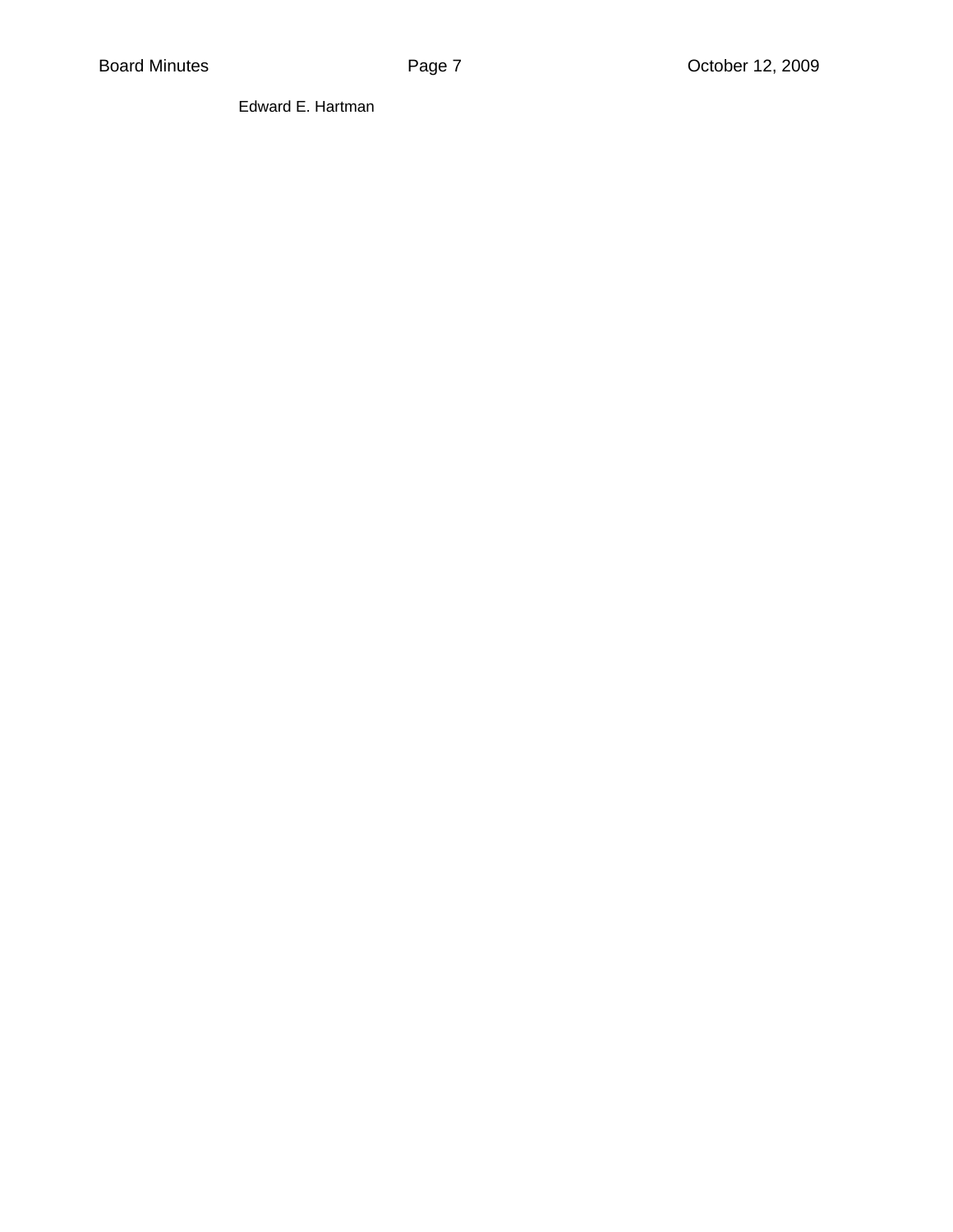Edward E. Hartman